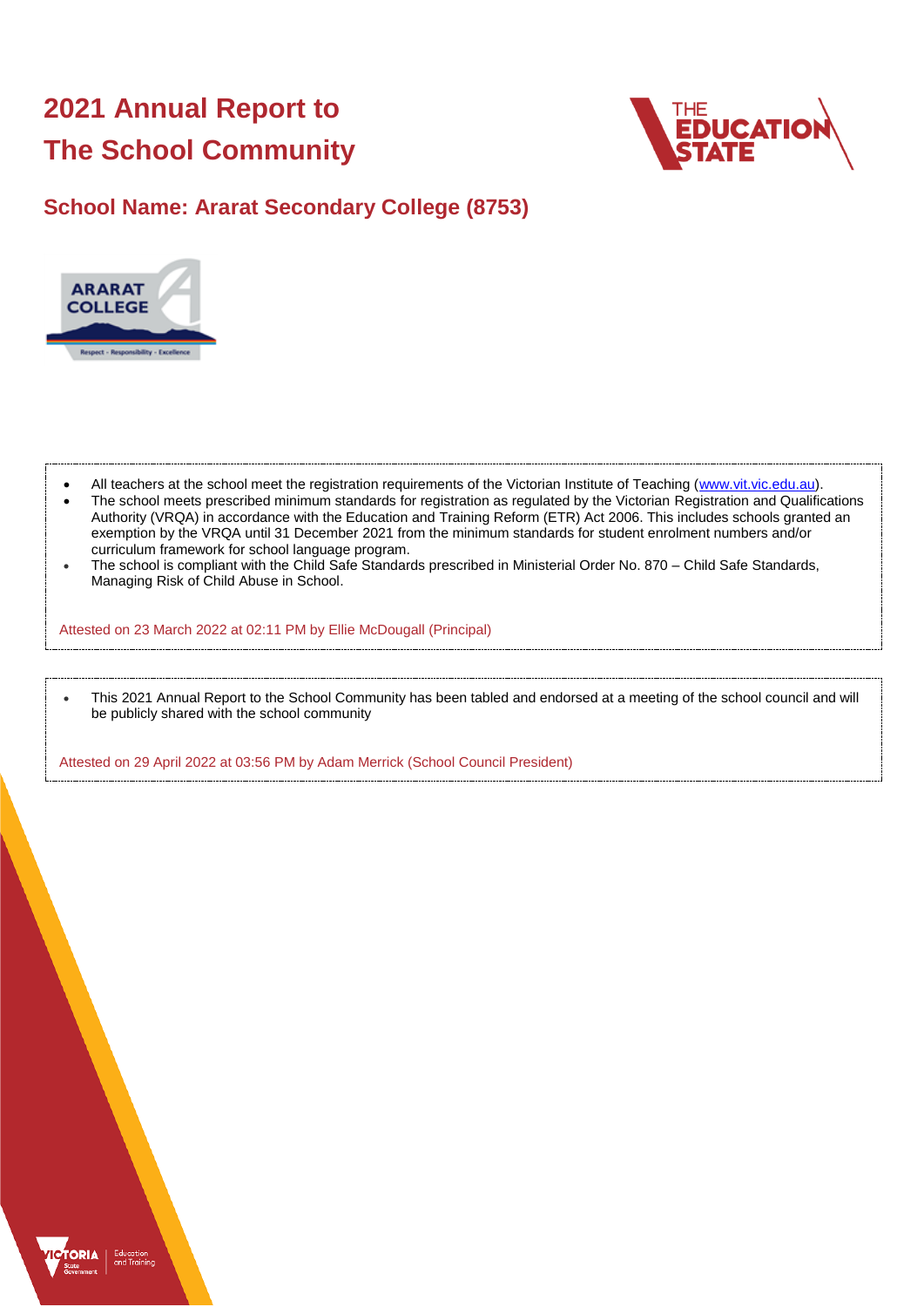# 2021 Annual Report to The School Community

## School Name: Ararat Secondary College (8753)

- All teachers at the school meet the registration requirements of the Victorian Institute of Teaching (www.vit.vic.edu.au).
- The school meets prescribed minimum standards for registration as regulated by the Victorian Registration and Qualifications Authority (VRQA) in accordance with the Education and Training Reform (ETR) Act 2006. This includes schools granted an exemption by the VRQA until 31 December 2021 from the minimum standards for student enrolment numbers and/or curriculum framework for school language program.
- The school is compliant with the Child Safe Standards prescribed in Ministerial Order No. 870 – Child Safe Standards, Managing Risk of Child Abuse in School.

Attested on 23 March 2022 at 02:11 PM by Ellie McDougall (Principal)

- This 2021 Annual Report to the School Community has been tabled and endorsed at a meeting of the school council and will be publicly shared with the school community

Attested on 29 April 2022 at 03:56 PM by Adam Merrick (School Council President)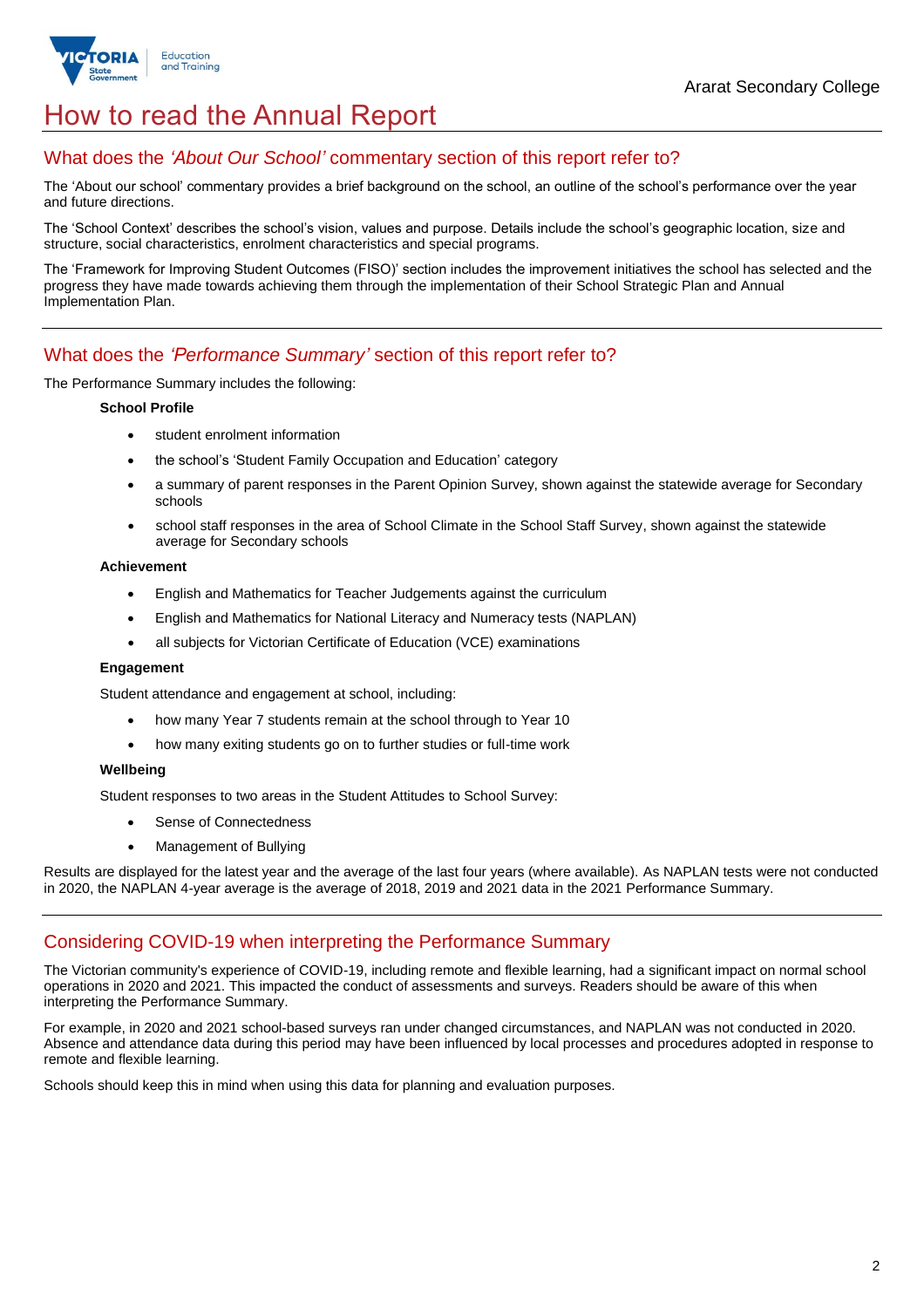# How to read the Annual Report

## What does the *'About Our School'* commentary section of this report refer to?

The 'About our school' commentary provides a brief background on the school, an outline of the school's performance over the year and future directions.

The 'School Context' describes the school's vision, values and purpose. Details include the school's geographic location, size and structure, social characteristics, enrolment characteristics and special programs.

The 'Framework for Improving Student Outcomes (FISO)' section includes the improvement initiatives the school has selected and the progress they have made towards achieving them through the implementation of their School Strategic Plan and Annual Implementation Plan.

## What does the *'Performance Summary'* section of this report refer to?

The Performance Summary includes the following:

**School Profile**

- student enrolment information
- the school's 'Student Family Occupation and Education' category
- a summary of parent responses in the Parent Opinion Survey, shown against the statewide average for Secondary schools
- school staff responses in the area of School Climate in the School Staff Survey, shown against the statewide average for Secondary schools

**Achievement**

- English and Mathematics for Teacher Judgements against the curriculum
- English and Mathematics for National Literacy and Numeracy tests (NAPLAN)
- all subjects for Victorian Certificate of Education (VCE) examinations

**Engagement**

Student attendance and engagement at school, including:

- how many Year 7 students remain at the school through to Year 10
- how many exiting students go on to further studies or full-time work

**Wellbeing**

Student responses to two areas in the Student Attitudes to School Survey:

- Sense of Connectedness
- Management of Bullying

Results are displayed for the latest year and the average of the last four years (where available). As NAPLAN tests were not conducted in 2020, the NAPLAN 4-year average is the average of 2018, 2019 and 2021 data in the 2021 Performance Summary.

## Considering COVID-19 when interpreting the Performance Summary

The Victorian community's experience of COVID-19, including remote and flexible learning, had a significant impact on normal school operations in 2020 and 2021. This impacted the conduct of assessments and surveys. Readers should be aware of this when interpreting the Performance Summary.

For example, in 2020 and 2021 school-based surveys ran under changed circumstances, and NAPLAN was not conducted in 2020. Absence and attendance data during this period may have been influenced by local processes and procedures adopted in response to remote and flexible learning.

Schools should keep this in mind when using this data for planning and evaluation purposes.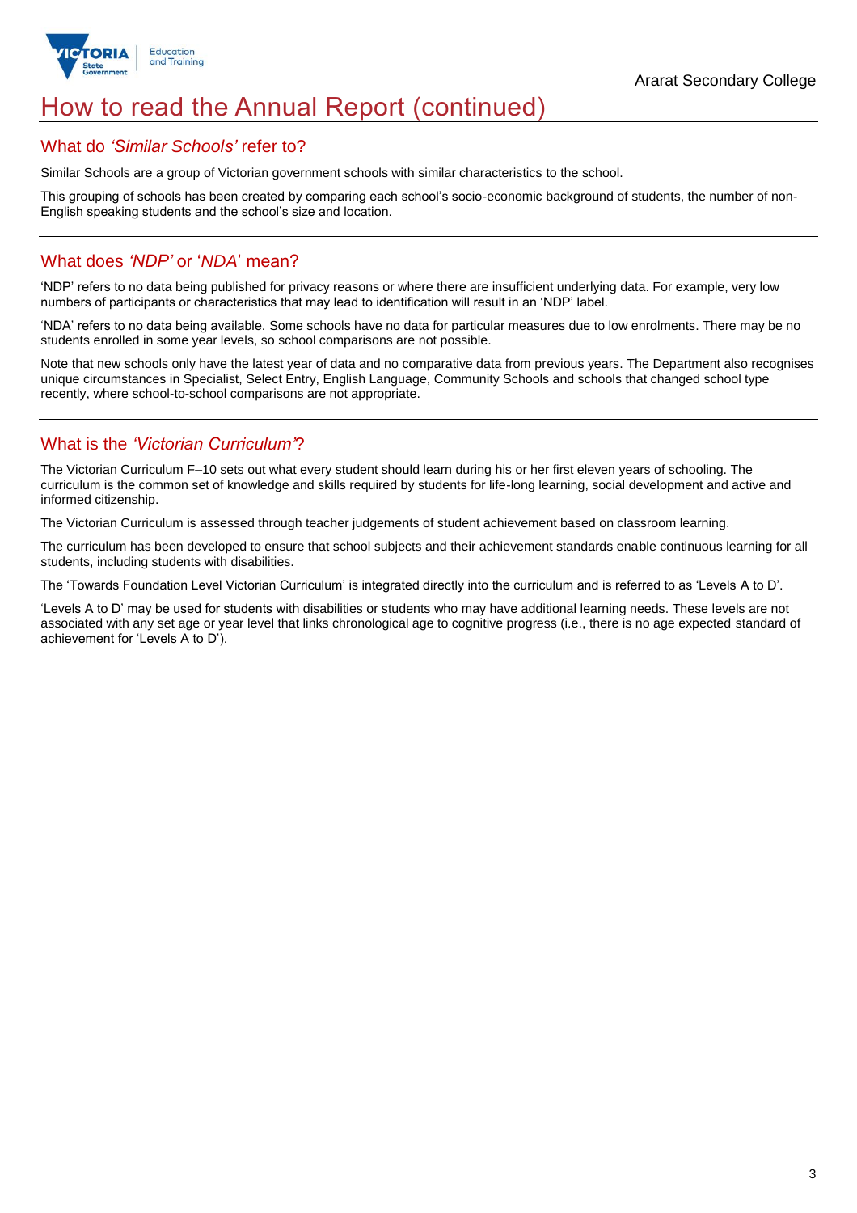# How to read the Annual Report (continued)

## What do *'Similar Schools'* refer to?

Similar Schools are a group of Victorian government schools with similar characteristics to the school.

This grouping of schools has been created by comparing each school's socio-economic background of students, the number of non-English speaking students and the school's size and location.

## What does *'NDP'* or '*NDA*' mean?

'NDP' refers to no data being published for privacy reasons or where there are insufficient underlying data. For example, very low numbers of participants or characteristics that may lead to identification will result in an 'NDP' label.

'NDA' refers to no data being available. Some schools have no data for particular measures due to low enrolments. There may be no students enrolled in some year levels, so school comparisons are not possible.

Note that new schools only have the latest year of data and no comparative data from previous years. The Department also recognises unique circumstances in Specialist, Select Entry, English Language, Community Schools and schools that changed school type recently, where school-to-school comparisons are not appropriate.

## What is the *'Victorian Curriculum'*?

The Victorian Curriculum F–10 sets out what every student should learn during his or her first eleven years of schooling. The curriculum is the common set of knowledge and skills required by students for life-long learning, social development and active and informed citizenship.

The Victorian Curriculum is assessed through teacher judgements of student achievement based on classroom learning.

The curriculum has been developed to ensure that school subjects and their achievement standards enable continuous learning for all students, including students with disabilities.

The 'Towards Foundation Level Victorian Curriculum' is integrated directly into the curriculum and is referred to as 'Levels A to D'.

'Levels A to D' may be used for students with disabilities or students who may have additional learning needs. These levels are not associated with any set age or year level that links chronological age to cognitive progress (i.e., there is no age expected standard of achievement for 'Levels A to D').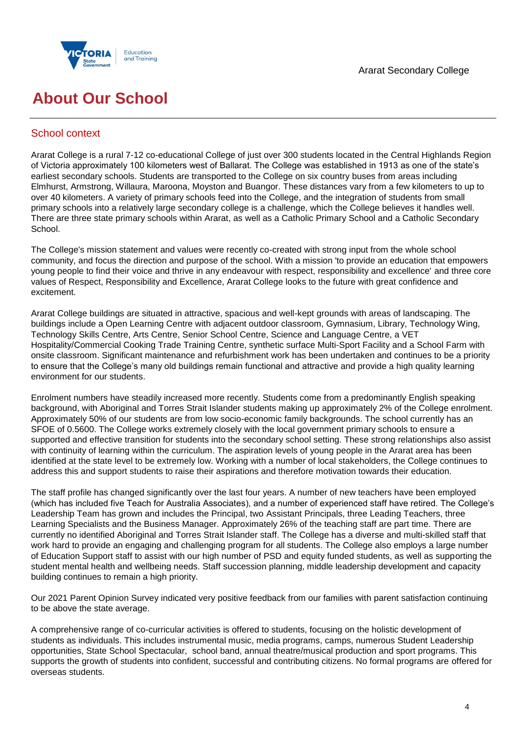# About Our School

## School context

Ararat College is a rural 7-12 co-educational College of just over 300 students located in the Central Highlands Region of Victoria approximately 100 kilometers west of Ballarat. The College was established in 1913 as one of the state's earliest secondary schools. Students are transported to the College on six country buses from areas including Elmhurst, Armstrong, Willaura, Maroona, Moyston and Buangor. These distances vary from a few kilometers to up to over 40 kilometers. A variety of primary schools feed into the College, and the integration of students from small primary schools into a relatively large secondary college is a challenge, which the College believes it handles well. There are three state primary schools within Ararat, as well as a Catholic Primary School and a Catholic Secondary School.

The College's mission statement and values were recently co-created with strong input from the whole school community, and focus the direction and purpose of the school. With a mission 'to provide an education that empowers young people to find their voice and thrive in any endeavour with respect, responsibility and excellence' and three core values of Respect, Responsibility and Excellence, Ararat College looks to the future with great confidence and excitement.

Ararat College buildings are situated in attractive, spacious and well-kept grounds with areas of landscaping. The buildings include a Open Learning Centre with adjacent outdoor classroom, Gymnasium, Library, Technology Wing, Technology Skills Centre, Arts Centre, Senior School Centre, Science and Language Centre, a VET Hospitality/Commercial Cooking Trade Training Centre, synthetic surface Multi-Sport Facility and a School Farm with onsite classroom. Significant maintenance and refurbishment work has been undertaken and continues to be a priority to ensure that the College's many old buildings remain functional and attractive and provide a high quality learning environment for our students.

Enrolment numbers have steadily increased more recently. Students come from a predominantly English speaking background, with Aboriginal and Torres Strait Islander students making up approximately 2% of the College enrolment. Approximately 50% of our students are from low socio-economic family backgrounds. The school currently has an SFOE of 0.5600. The College works extremely closely with the local government primary schools to ensure a supported and effective transition for students into the secondary school setting. These strong relationships also assist with continuity of learning within the curriculum. The aspiration levels of young people in the Ararat area has been identified at the state level to be extremely low. Working with a number of local stakeholders, the College continues to address this and support students to raise their aspirations and therefore motivation towards their education.

The staff profile has changed significantly over the last four years. A number of new teachers have been employed (which has included five Teach for Australia Associates), and a number of experienced staff have retired. The College's Leadership Team has grown and includes the Principal, two Assistant Principals, three Leading Teachers, three Learning Specialists and the Business Manager. Approximately 26% of the teaching staff are part time. There are currently no identified Aboriginal and Torres Strait Islander staff. The College has a diverse and multi-skilled staff that work hard to provide an engaging and challenging program for all students. The College also employs a large number of Education Support staff to assist with our high number of PSD and equity funded students, as well as supporting the student mental health and wellbeing needs. Staff succession planning, middle leadership development and capacity building continues to remain a high priority.

Our 2021 Parent Opinion Survey indicated very positive feedback from our families with parent satisfaction continuing to be above the state average.

A comprehensive range of co-curricular activities is offered to students, focusing on the holistic development of students as individuals. This includes instrumental music, media programs, camps, numerous Student Leadership opportunities, State School Spectacular, school band, annual theatre/musical production and sport programs. This supports the growth of students into confident, successful and contributing citizens. No formal programs are offered for overseas students.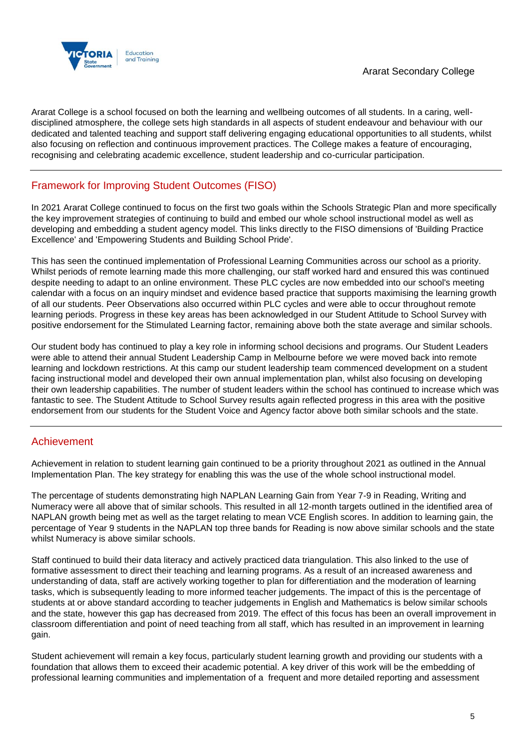Ararat College is a school focused on both the learning and wellbeing outcomes of all students. In a caring, well-disciplined atmosphere, the college sets high standards in all aspects of student endeavour and behaviour with our dedicated and talented teaching and support staff delivering engaging educational opportunities to all students, whilst also focusing on reflection and continuous improvement practices. The College makes a feature of encouraging, recognising and celebrating academic excellence, student leadership and co-curricular participation.

## Framework for Improving Student Outcomes (FISO)

In 2021 Ararat College continued to focus on the first two goals within the Schools Strategic Plan and more specifically the key improvement strategies of continuing to build and embed our whole school instructional model as well as developing and embedding a student agency model. This links directly to the FISO dimensions of 'Building Practice Excellence' and 'Empowering Students and Building School Pride'.

This has seen the continued implementation of Professional Learning Communities across our school as a priority. Whilst periods of remote learning made this more challenging, our staff worked hard and ensured this was continued despite needing to adapt to an online environment. These PLC cycles are now embedded into our school's meeting calendar with a focus on an inquiry mindset and evidence based practice that supports maximising the learning growth of all our students. Peer Observations also occurred within PLC cycles and were able to occur throughout remote learning periods. Progress in these key areas has been acknowledged in our Student Attitude to School Survey with positive endorsement for the Stimulated Learning factor, remaining above both the state average and similar schools.

Our student body has continued to play a key role in informing school decisions and programs. Our Student Leaders were able to attend their annual Student Leadership Camp in Melbourne before we were moved back into remote learning and lockdown restrictions. At this camp our student leadership team commenced development on a student facing instructional model and developed their own annual implementation plan, whilst also focusing on developing their own leadership capabilities. The number of student leaders within the school has continued to increase which was fantastic to see. The Student Attitude to School Survey results again reflected progress in this area with the positive endorsement from our students for the Student Voice and Agency factor above both similar schools and the state.

## Achievement

Achievement in relation to student learning gain continued to be a priority throughout 2021 as outlined in the Annual Implementation Plan. The key strategy for enabling this was the use of the whole school instructional model.

The percentage of students demonstrating high NAPLAN Learning Gain from Year 7-9 in Reading, Writing and Numeracy were all above that of similar schools. This resulted in all 12-month targets outlined in the identified area of NAPLAN growth being met as well as the target relating to mean VCE English scores. In addition to learning gain, the percentage of Year 9 students in the NAPLAN top three bands for Reading is now above similar schools and the state whilst Numeracy is above similar schools.

Staff continued to build their data literacy and actively practiced data triangulation. This also linked to the use of formative assessment to direct their teaching and learning programs. As a result of an increased awareness and understanding of data, staff are actively working together to plan for differentiation and the moderation of learning tasks, which is subsequently leading to more informed teacher judgements. The impact of this is the percentage of students at or above standard according to teacher judgements in English and Mathematics is below similar schools and the state, however this gap has decreased from 2019. The effect of this focus has been an overall improvement in classroom differentiation and point of need teaching from all staff, which has resulted in an improvement in learning gain.

Student achievement will remain a key focus, particularly student learning growth and providing our students with a foundation that allows them to exceed their academic potential. A key driver of this work will be the embedding of professional learning communities and implementation of a frequent and more detailed reporting and assessment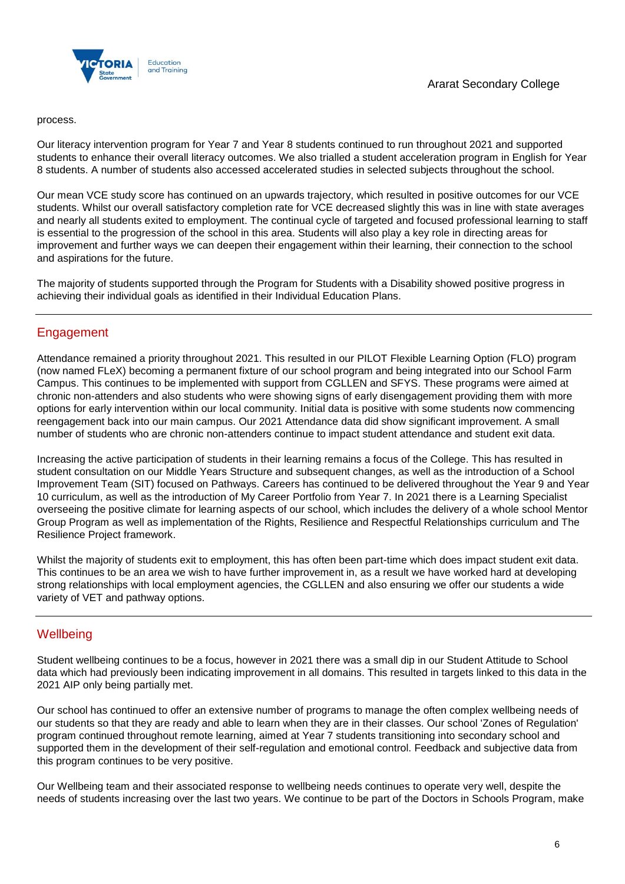process.

Our literacy intervention program for Year 7 and Year 8 students continued to run throughout 2021 and supported students to enhance their overall literacy outcomes. We also trialled a student acceleration program in English for Year 8 students. A number of students also accessed accelerated studies in selected subjects throughout the school.

Our mean VCE study score has continued on an upwards trajectory, which resulted in positive outcomes for our VCE students. Whilst our overall satisfactory completion rate for VCE decreased slightly this was in line with state averages and nearly all students exited to employment. The continual cycle of targeted and focused professional learning to staff is essential to the progression of the school in this area. Students will also play a key role in directing areas for improvement and further ways we can deepen their engagement within their learning, their connection to the school and aspirations for the future.

The majority of students supported through the Program for Students with a Disability showed positive progress in achieving their individual goals as identified in their Individual Education Plans.

## Engagement

Attendance remained a priority throughout 2021. This resulted in our PILOT Flexible Learning Option (FLO) program (now named FLeX) becoming a permanent fixture of our school program and being integrated into our School Farm Campus. This continues to be implemented with support from CGLLEN and SFYS. These programs were aimed at chronic non-attenders and also students who were showing signs of early disengagement providing them with more options for early intervention within our local community. Initial data is positive with some students now commencing reengagement back into our main campus. Our 2021 Attendance data did show significant improvement. A small number of students who are chronic non-attenders continue to impact student attendance and student exit data.

Increasing the active participation of students in their learning remains a focus of the College. This has resulted in student consultation on our Middle Years Structure and subsequent changes, as well as the introduction of a School Improvement Team (SIT) focused on Pathways. Careers has continued to be delivered throughout the Year 9 and Year 10 curriculum, as well as the introduction of My Career Portfolio from Year 7. In 2021 there is a Learning Specialist overseeing the positive climate for learning aspects of our school, which includes the delivery of a whole school Mentor Group Program as well as implementation of the Rights, Resilience and Respectful Relationships curriculum and The Resilience Project framework.

Whilst the majority of students exit to employment, this has often been part-time which does impact student exit data. This continues to be an area we wish to have further improvement in, as a result we have worked hard at developing strong relationships with local employment agencies, the CGLLEN and also ensuring we offer our students a wide variety of VET and pathway options.

## Wellbeing

Student wellbeing continues to be a focus, however in 2021 there was a small dip in our Student Attitude to School data which had previously been indicating improvement in all domains. This resulted in targets linked to this data in the 2021 AIP only being partially met.

Our school has continued to offer an extensive number of programs to manage the often complex wellbeing needs of our students so that they are ready and able to learn when they are in their classes. Our school 'Zones of Regulation' program continued throughout remote learning, aimed at Year 7 students transitioning into secondary school and supported them in the development of their self-regulation and emotional control. Feedback and subjective data from this program continues to be very positive.

Our Wellbeing team and their associated response to wellbeing needs continues to operate very well, despite the needs of students increasing over the last two years. We continue to be part of the Doctors in Schools Program, make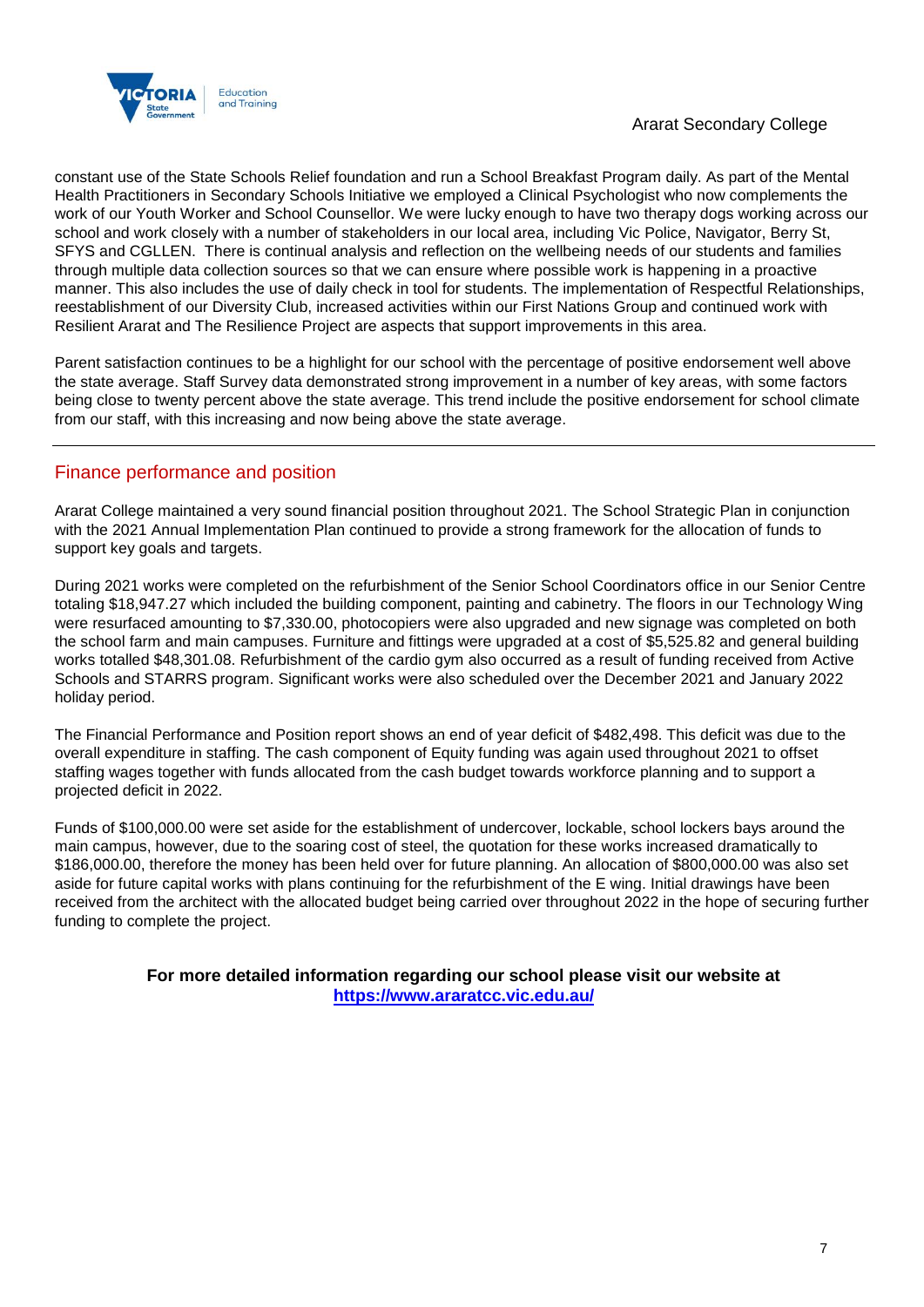constant use of the State Schools Relief foundation and run a School Breakfast Program daily. As part of the Mental Health Practitioners in Secondary Schools Initiative we employed a Clinical Psychologist who now complements the work of our Youth Worker and School Counsellor. We were lucky enough to have two therapy dogs working across our school and work closely with a number of stakeholders in our local area, including Vic Police, Navigator, Berry St, SFYS and CGLLEN. There is continual analysis and reflection on the wellbeing needs of our students and families through multiple data collection sources so that we can ensure where possible work is happening in a proactive manner. This also includes the use of daily check in tool for students. The implementation of Respectful Relationships, reestablishment of our Diversity Club, increased activities within our First Nations Group and continued work with Resilient Ararat and The Resilience Project are aspects that support improvements in this area.

Parent satisfaction continues to be a highlight for our school with the percentage of positive endorsement well above the state average. Staff Survey data demonstrated strong improvement in a number of key areas, with some factors being close to twenty percent above the state average. This trend include the positive endorsement for school climate from our staff, with this increasing and now being above the state average.

## Finance performance and position

Ararat College maintained a very sound financial position throughout 2021. The School Strategic Plan in conjunction with the 2021 Annual Implementation Plan continued to provide a strong framework for the allocation of funds to support key goals and targets.

During 2021 works were completed on the refurbishment of the Senior School Coordinators office in our Senior Centre totaling $18,947.27 which included the building component, painting and cabinetry. The floors in our Technology Wing were resurfaced amounting to $7,330.00, photocopiers were also upgraded and new signage was completed on both the school farm and main campuses. Furniture and fittings were upgraded at a cost of $5,525.82 and general building works totalled $48,301.08. Refurbishment of the cardio gym also occurred as a result of funding received from Active Schools and STARRS program. Significant works were also scheduled over the December 2021 and January 2022 holiday period.

The Financial Performance and Position report shows an end of year deficit of $482,498. This deficit was due to the overall expenditure in staffing. The cash component of Equity funding was again used throughout 2021 to offset staffing wages together with funds allocated from the cash budget towards workforce planning and to support a projected deficit in 2022.

Funds of $100,000.00 were set aside for the establishment of undercover, lockable, school lockers bays around the main campus, however, due to the soaring cost of steel, the quotation for these works increased dramatically to $186,000.00, therefore the money has been held over for future planning. An allocation of $800,000.00 was also set aside for future capital works with plans continuing for the refurbishment of the E wing. Initial drawings have been received from the architect with the allocated budget being carried over throughout 2022 in the hope of securing further funding to complete the project.

**For more detailed information regarding our school please visit our website at [https://www.araratcc.vic.edu.au/](https://www.araratcc.vic.edu.au/)**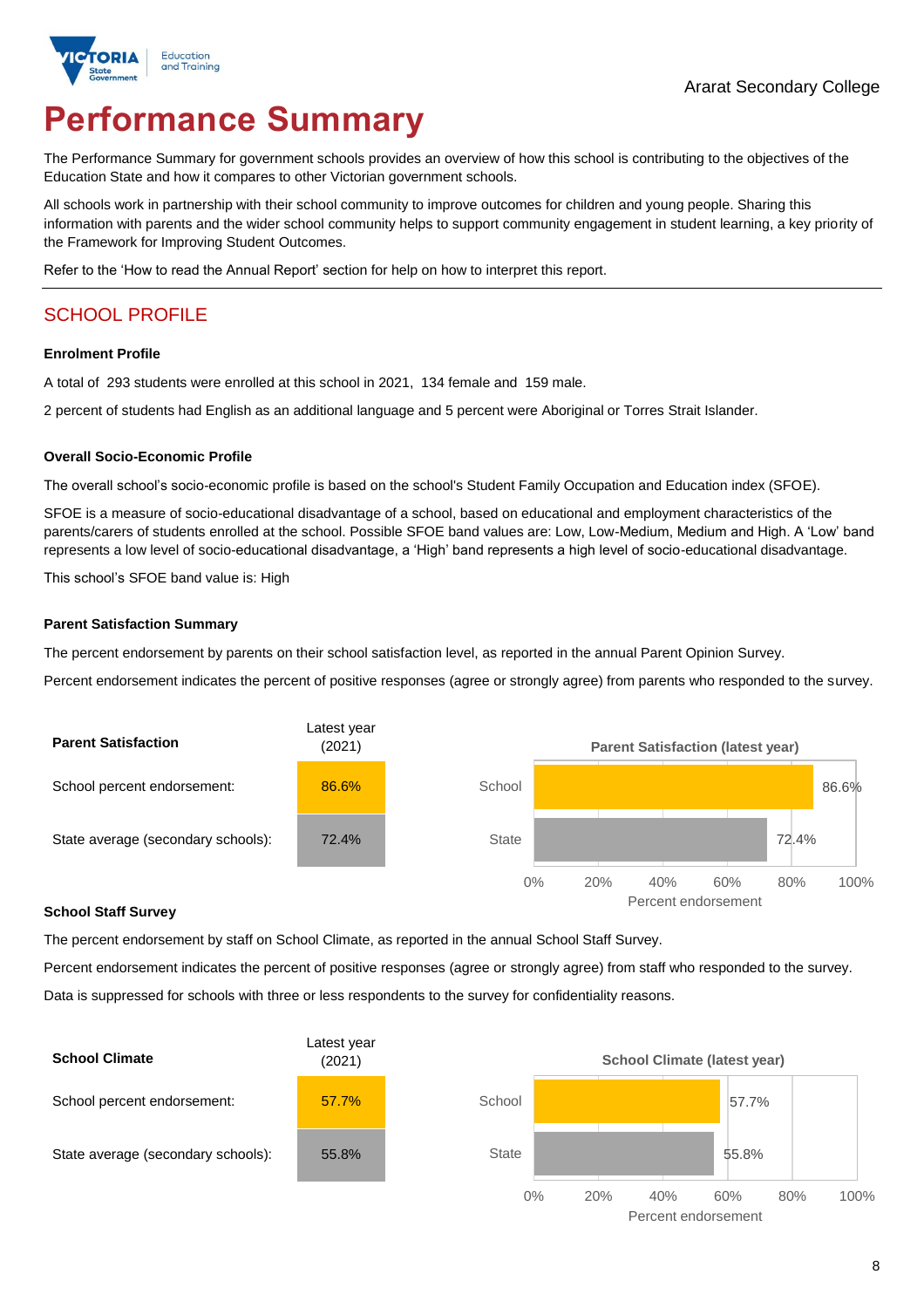Ararat Secondary College

# Performance Summary

The Performance Summary for government schools provides an overview of how this school is contributing to the objectives of the Education State and how it compares to other Victorian government schools.

All schools work in partnership with their school community to improve outcomes for children and young people. Sharing this information with parents and the wider school community helps to support community engagement in student learning, a key priority of the Framework for Improving Student Outcomes.

Refer to the 'How to read the Annual Report' section for help on how to interpret this report.

## SCHOOL PROFILE

### Enrolment Profile

A total of 293 students were enrolled at this school in 2021, 134 female and 159 male.

2 percent of students had English as an additional language and 5 percent were Aboriginal or Torres Strait Islander.

### Overall Socio-Economic Profile

The overall school's socio-economic profile is based on the school's Student Family Occupation and Education index (SFOE).

SFOE is a measure of socio-educational disadvantage of a school, based on educational and employment characteristics of the parents/carers of students enrolled at the school. Possible SFOE band values are: Low, Low-Medium, Medium and High. A 'Low' band represents a low level of socio-educational disadvantage, a 'High' band represents a high level of socio-educational disadvantage.

This school's SFOE band value is: High

### Parent Satisfaction Summary

The percent endorsement by parents on their school satisfaction level, as reported in the annual Parent Opinion Survey.

Percent endorsement indicates the percent of positive responses (agree or strongly agree) from parents who responded to the survey.

| Parent Satisfaction | Latest year (2021) |
|---|---|
| School percent endorsement: | 86.6% |
| State average (secondary schools): | 72.4% |

**Parent Satisfaction (latest year)**

| | Percent endorsement |
|---|---|
| School | 86.6% |
| State | 72.4% |

### School Staff Survey

The percent endorsement by staff on School Climate, as reported in the annual School Staff Survey.

Percent endorsement indicates the percent of positive responses (agree or strongly agree) from staff who responded to the survey.

Data is suppressed for schools with three or less respondents to the survey for confidentiality reasons.

| School Climate | Latest year (2021) |
|---|---|
| School percent endorsement: | 57.7% |
| State average (secondary schools): | 55.8% |

**School Climate (latest year)**

| | Percent endorsement |
|---|---|
| School | 57.7% |
| State | 55.8% |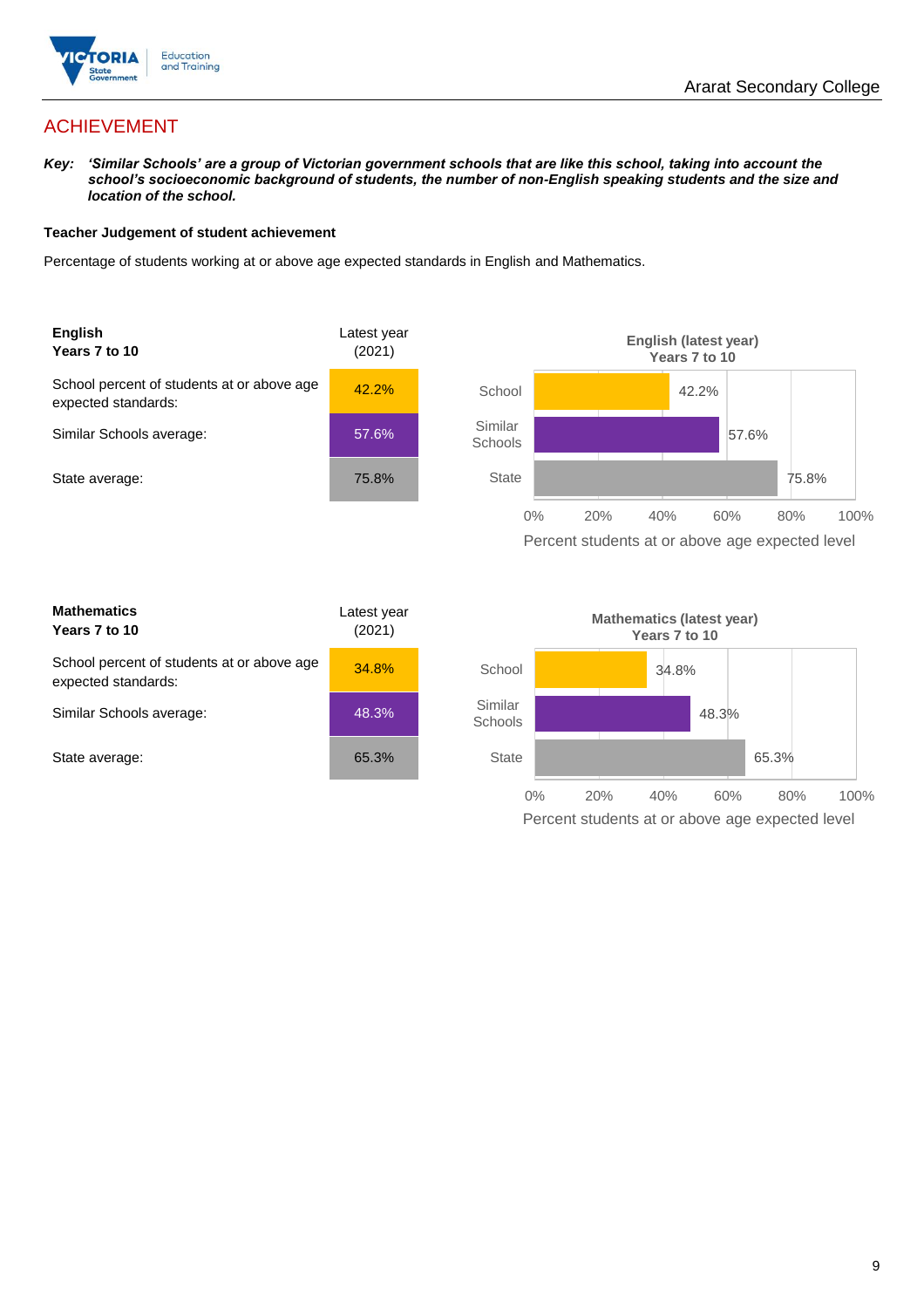## ACHIEVEMENT

***Key:** 'Similar Schools' are a group of Victorian government schools that are like this school, taking into account the school's socioeconomic background of students, the number of non-English speaking students and the size and location of the school.*

**Teacher Judgement of student achievement**

Percentage of students working at or above age expected standards in English and Mathematics.

| **English Years 7 to 10** | Latest year (2021) |
| --- | --- |
| School percent of students at or above age expected standards: | 42.2% |
| Similar Schools average: | 57.6% |
| State average: | 75.8% |

**English (latest year) Years 7 to 10**

| | Percent students at or above age expected level |
| --- | --- |
| School | 42.2% |
| Similar Schools | 57.6% |
| State | 75.8% |

| **Mathematics Years 7 to 10** | Latest year (2021) |
| --- | --- |
| School percent of students at or above age expected standards: | 34.8% |
| Similar Schools average: | 48.3% |
| State average: | 65.3% |

**Mathematics (latest year) Years 7 to 10**

| | Percent students at or above age expected level |
| --- | --- |
| School | 34.8% |
| Similar Schools | 48.3% |
| State | 65.3% |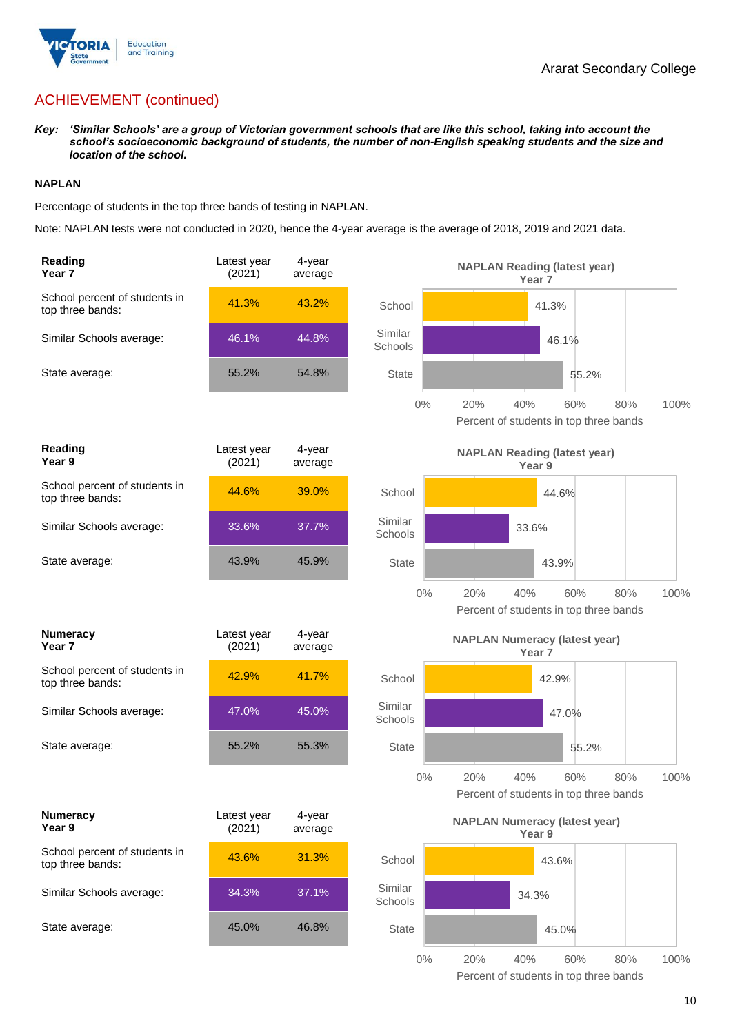Ararat Secondary College

## ACHIEVEMENT (continued)

***Key:*** ***'Similar Schools' are a group of Victorian government schools that are like this school, taking into account the school's socioeconomic background of students, the number of non-English speaking students and the size and location of the school.***

### NAPLAN

Percentage of students in the top three bands of testing in NAPLAN.

Note: NAPLAN tests were not conducted in 2020, hence the 4-year average is the average of 2018, 2019 and 2021 data.

| **Reading Year 7** | Latest year (2021) | 4-year average |
|---|---|---|
| School percent of students in top three bands: | 41.3% | 43.2% |
| Similar Schools average: | 46.1% | 44.8% |
| State average: | 55.2% | 54.8% |

**NAPLAN Reading (latest year) Year 7**

| | Percent of students in top three bands |
|---|---|
| School | 41.3% |
| Similar Schools | 46.1% |
| State | 55.2% |

| **Reading Year 9** | Latest year (2021) | 4-year average |
|---|---|---|
| School percent of students in top three bands: | 44.6% | 39.0% |
| Similar Schools average: | 33.6% | 37.7% |
| State average: | 43.9% | 45.9% |

**NAPLAN Reading (latest year) Year 9**

| | Percent of students in top three bands |
|---|---|
| School | 44.6% |
| Similar Schools | 33.6% |
| State | 43.9% |

| **Numeracy Year 7** | Latest year (2021) | 4-year average |
|---|---|---|
| School percent of students in top three bands: | 42.9% | 41.7% |
| Similar Schools average: | 47.0% | 45.0% |
| State average: | 55.2% | 55.3% |

**NAPLAN Numeracy (latest year) Year 7**

| | Percent of students in top three bands |
|---|---|
| School | 42.9% |
| Similar Schools | 47.0% |
| State | 55.2% |

| **Numeracy Year 9** | Latest year (2021) | 4-year average |
|---|---|---|
| School percent of students in top three bands: | 43.6% | 31.3% |
| Similar Schools average: | 34.3% | 37.1% |
| State average: | 45.0% | 46.8% |

**NAPLAN Numeracy (latest year) Year 9**

| | Percent of students in top three bands |
|---|---|
| School | 43.6% |
| Similar Schools | 34.3% |
| State | 45.0% |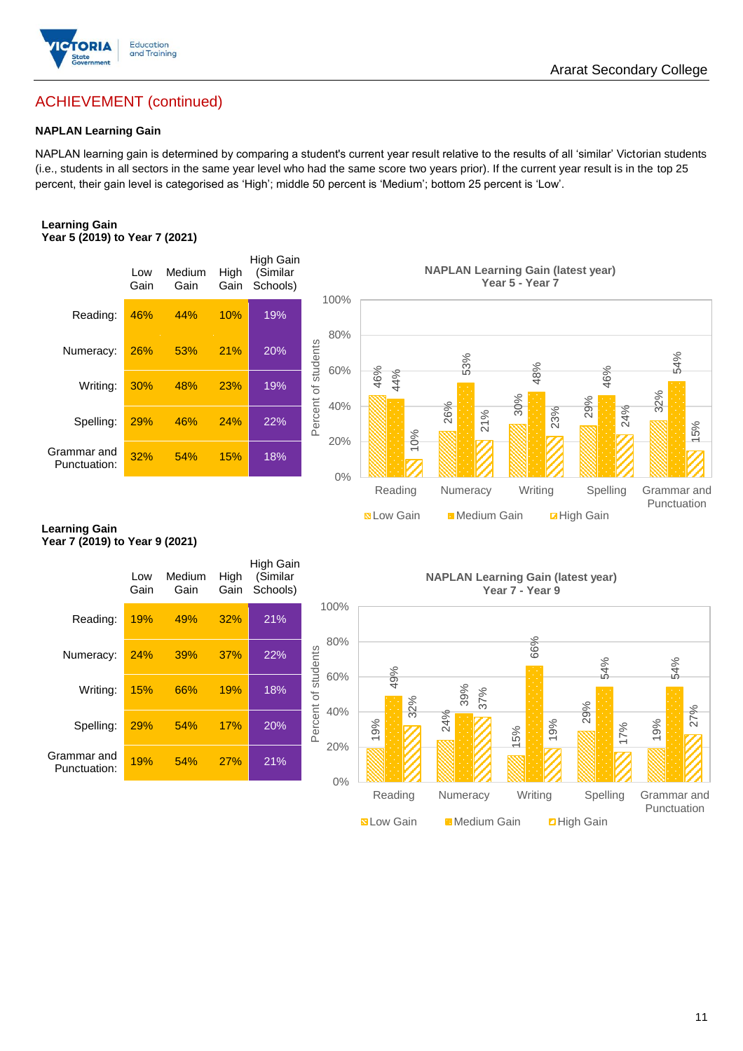## ACHIEVEMENT (continued)

### NAPLAN Learning Gain

NAPLAN learning gain is determined by comparing a student's current year result relative to the results of all 'similar' Victorian students (i.e., students in all sectors in the same year level who had the same score two years prior). If the current year result is in the top 25 percent, their gain level is categorised as 'High'; middle 50 percent is 'Medium'; bottom 25 percent is 'Low'.

**Learning Gain**
**Year 5 (2019) to Year 7 (2021)**

| | Low Gain | Medium Gain | High Gain | High Gain (Similar Schools) |
|---|---|---|---|---|
| Reading: | 46% | 44% | 10% | 19% |
| Numeracy: | 26% | 53% | 21% | 20% |
| Writing: | 30% | 48% | 23% | 19% |
| Spelling: | 29% | 46% | 24% | 22% |
| Grammar and Punctuation: | 32% | 54% | 15% | 18% |

**NAPLAN Learning Gain (latest year)**
**Year 5 - Year 7**

| | Low Gain | Medium Gain | High Gain |
|---|---|---|---|
| Reading | 46% | 44% | 10% |
| Numeracy | 26% | 53% | 21% |
| Writing | 30% | 48% | 23% |
| Spelling | 29% | 46% | 24% |
| Grammar and Punctuation | 32% | 54% | 15% |

**Learning Gain**
**Year 7 (2019) to Year 9 (2021)**

| | Low Gain | Medium Gain | High Gain | High Gain (Similar Schools) |
|---|---|---|---|---|
| Reading: | 19% | 49% | 32% | 21% |
| Numeracy: | 24% | 39% | 37% | 22% |
| Writing: | 15% | 66% | 19% | 18% |
| Spelling: | 29% | 54% | 17% | 20% |
| Grammar and Punctuation: | 19% | 54% | 27% | 21% |

**NAPLAN Learning Gain (latest year)**
**Year 7 - Year 9**

| | Low Gain | Medium Gain | High Gain |
|---|---|---|---|
| Reading | 19% | 49% | 32% |
| Numeracy | 24% | 39% | 37% |
| Writing | 15% | 66% | 19% |
| Spelling | 29% | 54% | 17% |
| Grammar and Punctuation | 19% | 54% | 27% |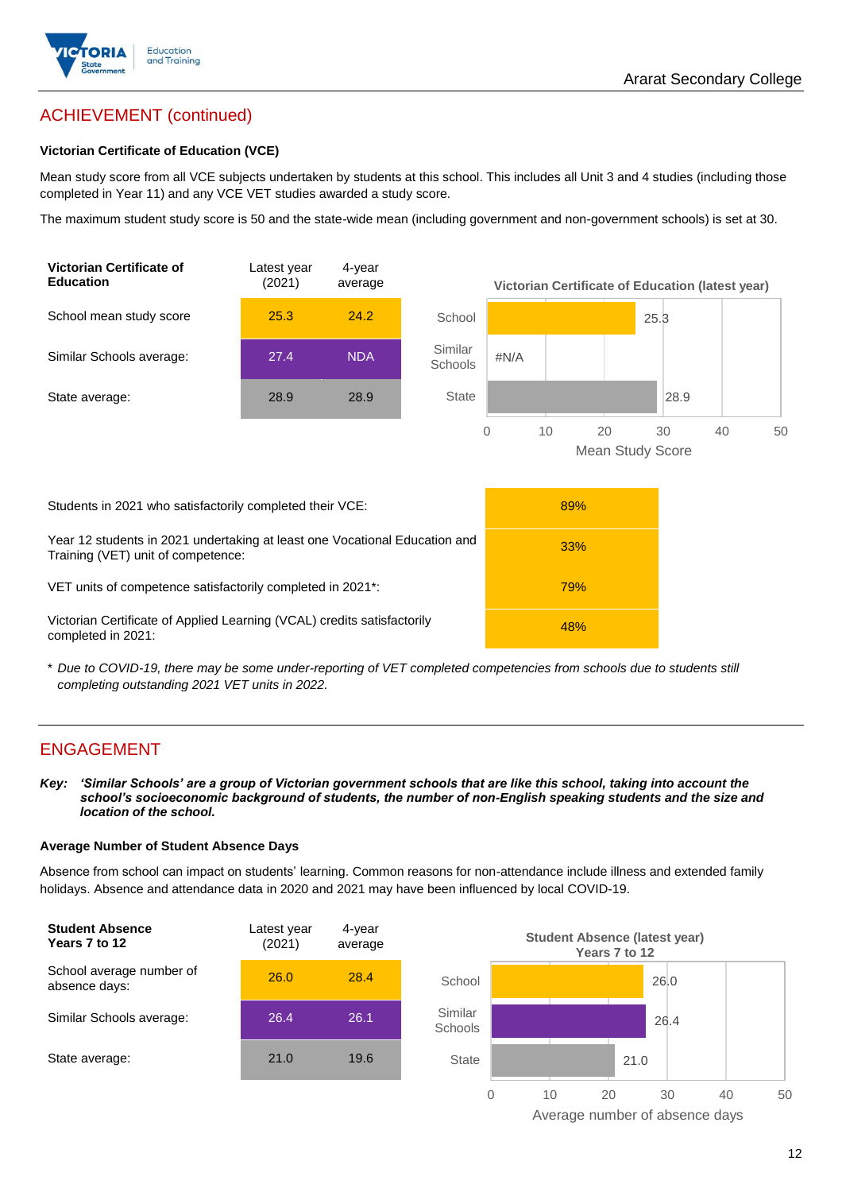## ACHIEVEMENT (continued)

### Victorian Certificate of Education (VCE)

Mean study score from all VCE subjects undertaken by students at this school. This includes all Unit 3 and 4 studies (including those completed in Year 11) and any VCE VET studies awarded a study score.

The maximum student study score is 50 and the state-wide mean (including government and non-government schools) is set at 30.

| Victorian Certificate of Education | Latest year (2021) | 4-year average |
|---|---|---|
| School mean study score | 25.3 | 24.2 |
| Similar Schools average: | 27.4 | NDA |
| State average: | 28.9 | 28.9 |

**Victorian Certificate of Education (latest year)**

| | Mean Study Score |
|---|---|
| School | 25.3 |
| Similar Schools | #N/A |
| State | 28.9 |

| | |
|---|---|
| Students in 2021 who satisfactorily completed their VCE: | 89% |
| Year 12 students in 2021 undertaking at least one Vocational Education and Training (VET) unit of competence: | 33% |
| VET units of competence satisfactorily completed in 2021*: | 79% |
| Victorian Certificate of Applied Learning (VCAL) credits satisfactorily completed in 2021: | 48% |

\* *Due to COVID-19, there may be some under-reporting of VET completed competencies from schools due to students still completing outstanding 2021 VET units in 2022.*

## ENGAGEMENT

***Key:** 'Similar Schools' are a group of Victorian government schools that are like this school, taking into account the school's socioeconomic background of students, the number of non-English speaking students and the size and location of the school.*

### Average Number of Student Absence Days

Absence from school can impact on students' learning. Common reasons for non-attendance include illness and extended family holidays. Absence and attendance data in 2020 and 2021 may have been influenced by local COVID-19.

| Student Absence Years 7 to 12 | Latest year (2021) | 4-year average |
|---|---|---|
| School average number of absence days: | 26.0 | 28.4 |
| Similar Schools average: | 26.4 | 26.1 |
| State average: | 21.0 | 19.6 |

**Student Absence (latest year) Years 7 to 12**

| | Average number of absence days |
|---|---|
| School | 26.0 |
| Similar Schools | 26.4 |
| State | 21.0 |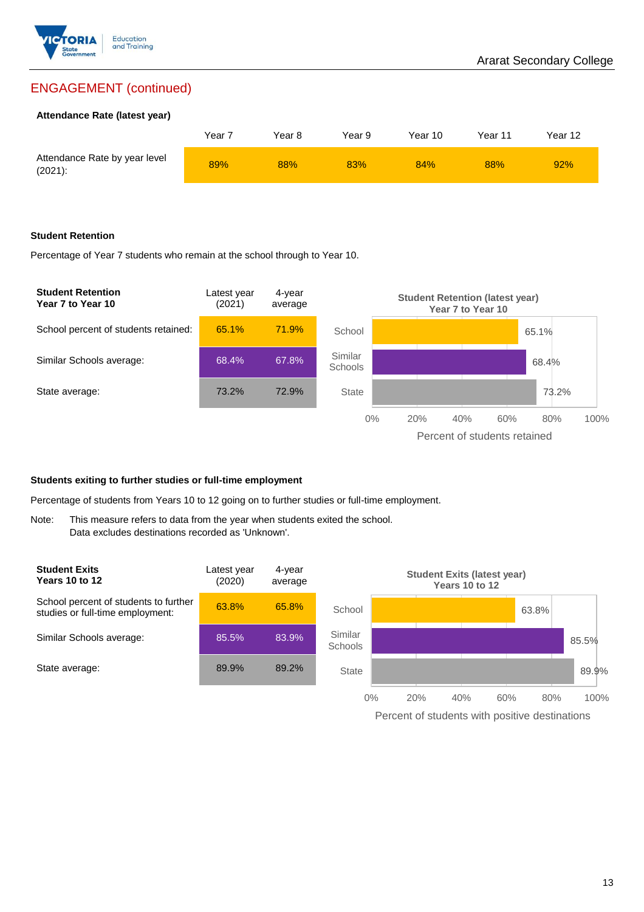## ENGAGEMENT (continued)

**Attendance Rate (latest year)**

| | Year 7 | Year 8 | Year 9 | Year 10 | Year 11 | Year 12 |
|---|---|---|---|---|---|---|
| Attendance Rate by year level (2021): | 89% | 88% | 83% | 84% | 88% | 92% |

**Student Retention**

Percentage of Year 7 students who remain at the school through to Year 10.

| Student Retention Year 7 to Year 10 | Latest year (2021) | 4-year average |
|---|---|---|
| School percent of students retained: | 65.1% | 71.9% |
| Similar Schools average: | 68.4% | 67.8% |
| State average: | 73.2% | 72.9% |

**Student Retention (latest year) Year 7 to Year 10**

| | Percent of students retained |
|---|---|
| School | 65.1% |
| Similar Schools | 68.4% |
| State | 73.2% |

**Students exiting to further studies or full-time employment**

Percentage of students from Years 10 to 12 going on to further studies or full-time employment.

Note: This measure refers to data from the year when students exited the school. Data excludes destinations recorded as 'Unknown'.

| Student Exits Years 10 to 12 | Latest year (2020) | 4-year average |
|---|---|---|
| School percent of students to further studies or full-time employment: | 63.8% | 65.8% |
| Similar Schools average: | 85.5% | 83.9% |
| State average: | 89.9% | 89.2% |

**Student Exits (latest year) Years 10 to 12**

| | Percent of students with positive destinations |
|---|---|
| School | 63.8% |
| Similar Schools | 85.5% |
| State | 89.9% |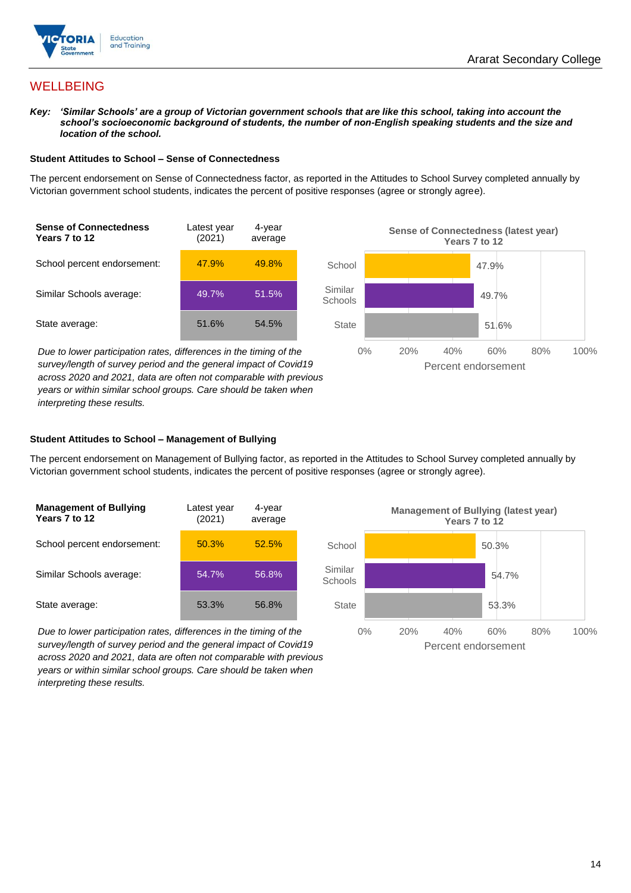# WELLBEING

***Key:*** ***'Similar Schools' are a group of Victorian government schools that are like this school, taking into account the school's socioeconomic background of students, the number of non-English speaking students and the size and location of the school.***

**Student Attitudes to School – Sense of Connectedness**

The percent endorsement on Sense of Connectedness factor, as reported in the Attitudes to School Survey completed annually by Victorian government school students, indicates the percent of positive responses (agree or strongly agree).

| **Sense of Connectedness Years 7 to 12** | Latest year (2021) | 4-year average |
|---|---|---|
| School percent endorsement: | 47.9% | 49.8% |
| Similar Schools average: | 49.7% | 51.5% |
| State average: | 51.6% | 54.5% |

*Due to lower participation rates, differences in the timing of the survey/length of survey period and the general impact of Covid19 across 2020 and 2021, data are often not comparable with previous years or within similar school groups. Care should be taken when interpreting these results.*

**Sense of Connectedness (latest year) Years 7 to 12**

| | Percent endorsement |
|---|---|
| School | 47.9% |
| Similar Schools | 49.7% |
| State | 51.6% |

**Student Attitudes to School – Management of Bullying**

The percent endorsement on Management of Bullying factor, as reported in the Attitudes to School Survey completed annually by Victorian government school students, indicates the percent of positive responses (agree or strongly agree).

| **Management of Bullying Years 7 to 12** | Latest year (2021) | 4-year average |
|---|---|---|
| School percent endorsement: | 50.3% | 52.5% |
| Similar Schools average: | 54.7% | 56.8% |
| State average: | 53.3% | 56.8% |

*Due to lower participation rates, differences in the timing of the survey/length of survey period and the general impact of Covid19 across 2020 and 2021, data are often not comparable with previous years or within similar school groups. Care should be taken when interpreting these results.*

**Management of Bullying (latest year) Years 7 to 12**

| | Percent endorsement |
|---|---|
| School | 50.3% |
| Similar Schools | 54.7% |
| State | 53.3% |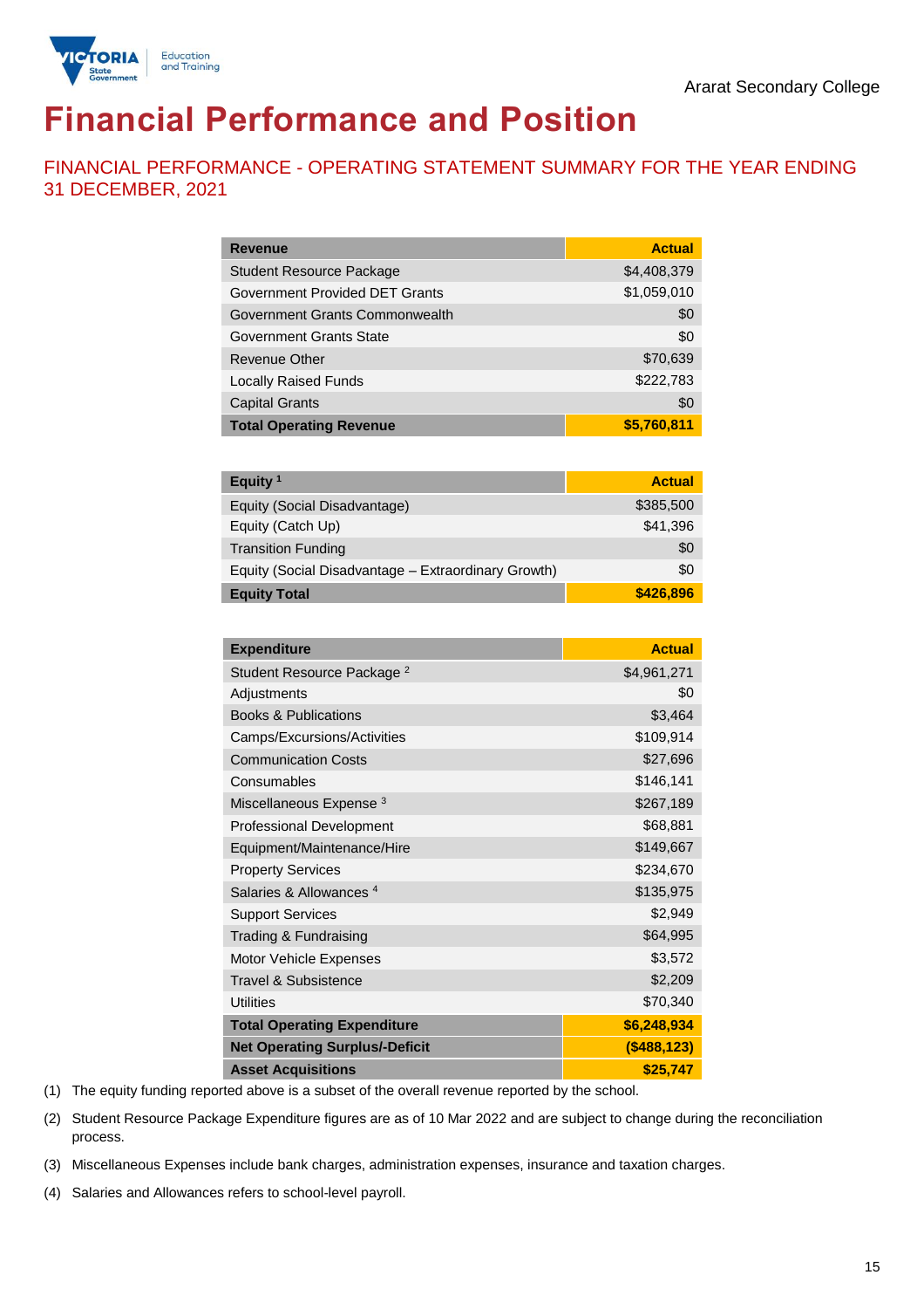# Financial Performance and Position

## FINANCIAL PERFORMANCE - OPERATING STATEMENT SUMMARY FOR THE YEAR ENDING 31 DECEMBER, 2021

| Revenue | Actual |
|---|---|
| Student Resource Package | $4,408,379 |
| Government Provided DET Grants | $1,059,010 |
| Government Grants Commonwealth | $0 |
| Government Grants State | $0 |
| Revenue Other | $70,639 |
| Locally Raised Funds | $222,783 |
| Capital Grants | $0 |
| **Total Operating Revenue** | **$5,760,811** |

| Equity [1] | Actual |
|---|---|
| Equity (Social Disadvantage) | $385,500 |
| Equity (Catch Up) | $41,396 |
| Transition Funding | $0 |
| Equity (Social Disadvantage – Extraordinary Growth) | $0 |
| **Equity Total** | **$426,896** |

| Expenditure | Actual |
|---|---|
| Student Resource Package [2] | $4,961,271 |
| Adjustments | $0 |
| Books & Publications | $3,464 |
| Camps/Excursions/Activities | $109,914 |
| Communication Costs | $27,696 |
| Consumables | $146,141 |
| Miscellaneous Expense [3] | $267,189 |
| Professional Development | $68,881 |
| Equipment/Maintenance/Hire | $149,667 |
| Property Services | $234,670 |
| Salaries & Allowances [4] | $135,975 |
| Support Services | $2,949 |
| Trading & Fundraising | $64,995 |
| Motor Vehicle Expenses | $3,572 |
| Travel & Subsistence | $2,209 |
| Utilities | $70,340 |
| **Total Operating Expenditure** | **$6,248,934** |
| **Net Operating Surplus/-Deficit** | **($488,123)** |
| **Asset Acquisitions** | **$25,747** |

(1) The equity funding reported above is a subset of the overall revenue reported by the school.

(2) Student Resource Package Expenditure figures are as of 10 Mar 2022 and are subject to change during the reconciliation process.

(3) Miscellaneous Expenses include bank charges, administration expenses, insurance and taxation charges.

(4) Salaries and Allowances refers to school-level payroll.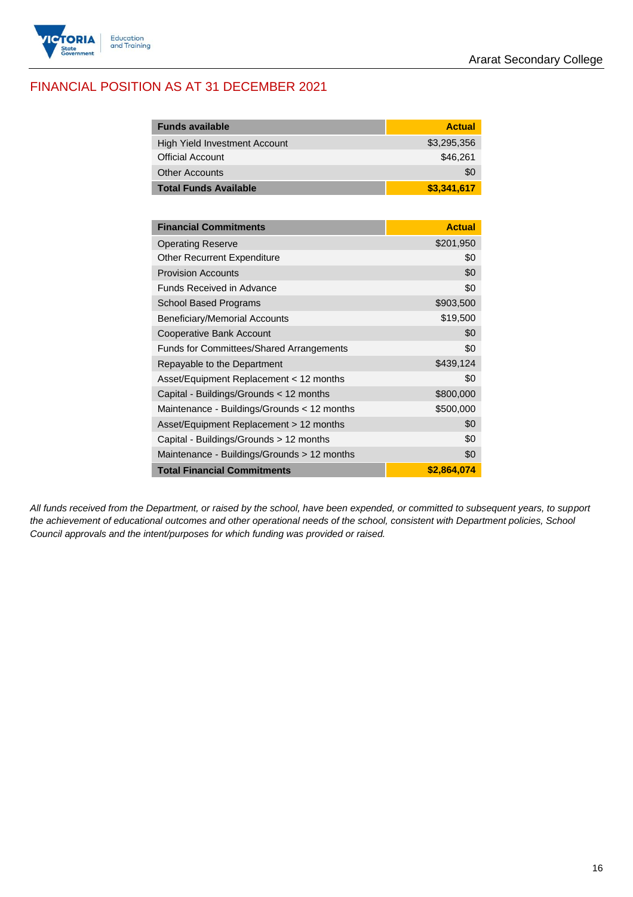# FINANCIAL POSITION AS AT 31 DECEMBER 2021

| Funds available | Actual |
|---|---|
| High Yield Investment Account | $3,295,356 |
| Official Account | $46,261 |
| Other Accounts | $0 |
| **Total Funds Available** | **$3,341,617** |

| Financial Commitments | Actual |
|---|---|
| Operating Reserve | $201,950 |
| Other Recurrent Expenditure | $0 |
| Provision Accounts | $0 |
| Funds Received in Advance | $0 |
| School Based Programs | $903,500 |
| Beneficiary/Memorial Accounts | $19,500 |
| Cooperative Bank Account | $0 |
| Funds for Committees/Shared Arrangements | $0 |
| Repayable to the Department | $439,124 |
| Asset/Equipment Replacement < 12 months | $0 |
| Capital - Buildings/Grounds < 12 months | $800,000 |
| Maintenance - Buildings/Grounds < 12 months | $500,000 |
| Asset/Equipment Replacement > 12 months | $0 |
| Capital - Buildings/Grounds > 12 months | $0 |
| Maintenance - Buildings/Grounds > 12 months | $0 |
| **Total Financial Commitments** | **$2,864,074** |

*All funds received from the Department, or raised by the school, have been expended, or committed to subsequent years, to support the achievement of educational outcomes and other operational needs of the school, consistent with Department policies, School Council approvals and the intent/purposes for which funding was provided or raised.*